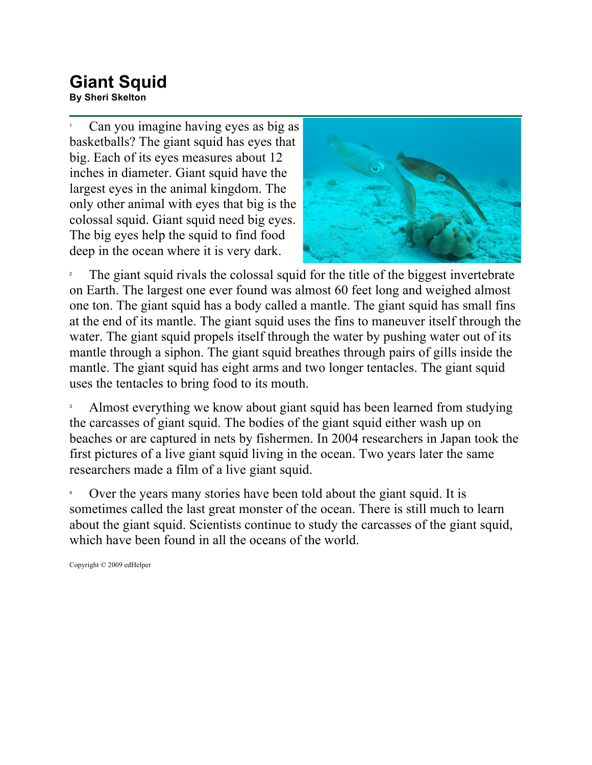# Giant Squid

**By Sheri Skelton**

1 Can you imagine having eyes as big as basketballs? The giant squid has eyes that big. Each of its eyes measures about 12 inches in diameter. Giant squid have the largest eyes in the animal kingdom. The only other animal with eyes that big is the colossal squid. Giant squid need big eyes. The big eyes help the squid to find food deep in the ocean where it is very dark.

2 The giant squid rivals the colossal squid for the title of the biggest invertebrate on Earth. The largest one ever found was almost 60 feet long and weighed almost one ton. The giant squid has a body called a mantle. The giant squid has small fins at the end of its mantle. The giant squid uses the fins to maneuver itself through the water. The giant squid propels itself through the water by pushing water out of its mantle through a siphon. The giant squid breathes through pairs of gills inside the mantle. The giant squid has eight arms and two longer tentacles. The giant squid uses the tentacles to bring food to its mouth.

3 Almost everything we know about giant squid has been learned from studying the carcasses of giant squid. The bodies of the giant squid either wash up on beaches or are captured in nets by fishermen. In 2004 researchers in Japan took the first pictures of a live giant squid living in the ocean. Two years later the same researchers made a film of a live giant squid.

4 Over the years many stories have been told about the giant squid. It is sometimes called the last great monster of the ocean. There is still much to learn about the giant squid. Scientists continue to study the carcasses of the giant squid, which have been found in all the oceans of the world.

Copyright © 2009 edHelper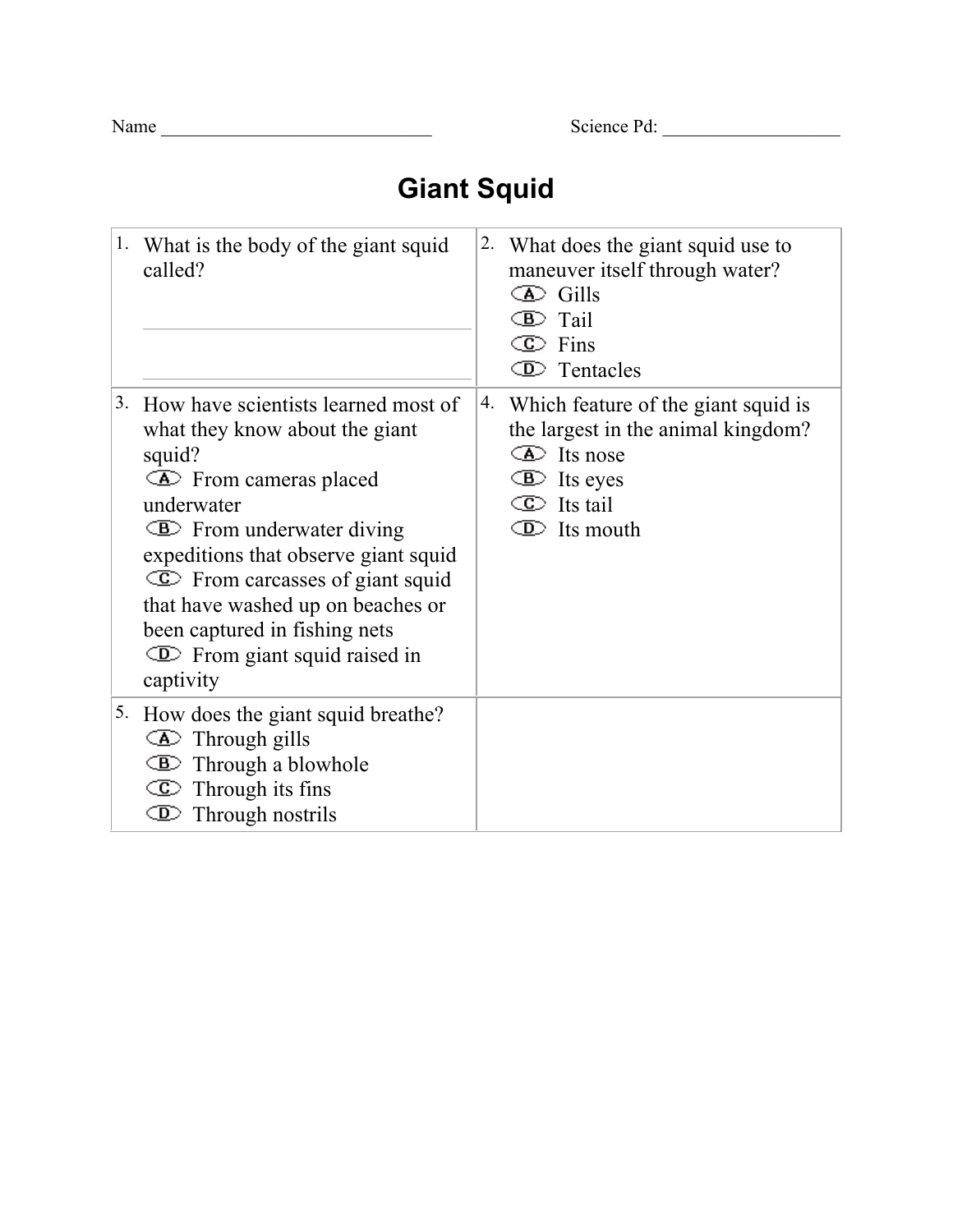Name ______________________________ Science Pd: ___________________

# Giant Squid

1. What is the body of the giant squid called?

   ______________________________

   ______________________________

2. What does the giant squid use to maneuver itself through water?
   - (A) Gills
   - (B) Tail
   - (C) Fins
   - (D) Tentacles

3. How have scientists learned most of what they know about the giant squid?
   - (A) From cameras placed underwater
   - (B) From underwater diving expeditions that observe giant squid
   - (C) From carcasses of giant squid that have washed up on beaches or been captured in fishing nets
   - (D) From giant squid raised in captivity

4. Which feature of the giant squid is the largest in the animal kingdom?
   - (A) Its nose
   - (B) Its eyes
   - (C) Its tail
   - (D) Its mouth

5. How does the giant squid breathe?
   - (A) Through gills
   - (B) Through a blowhole
   - (C) Through its fins
   - (D) Through nostrils